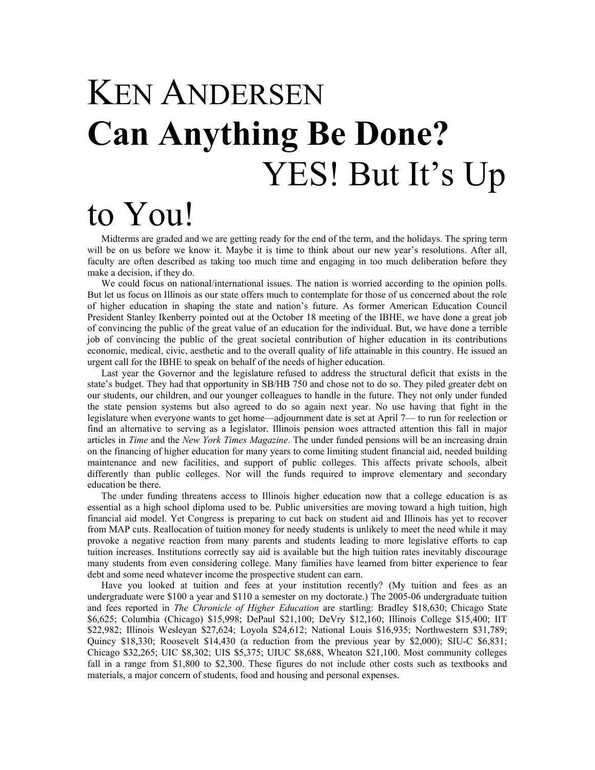# KEN ANDERSEN

# Can Anything Be Done? YES! But It's Up to You!

Midterms are graded and we are getting ready for the end of the term, and the holidays. The spring term will be on us before we know it. Maybe it is time to think about our new year's resolutions. After all, faculty are often described as taking too much time and engaging in too much deliberation before they make a decision, if they do.

We could focus on national/international issues. The nation is worried according to the opinion polls. But let us focus on Illinois as our state offers much to contemplate for those of us concerned about the role of higher education in shaping the state and nation's future. As former American Education Council President Stanley Ikenberry pointed out at the October 18 meeting of the IBHE, we have done a great job of convincing the public of the great value of an education for the individual. But, we have done a terrible job of convincing the public of the great societal contribution of higher education in its contributions economic, medical, civic, aesthetic and to the overall quality of life attainable in this country. He issued an urgent call for the IBHE to speak on behalf of the needs of higher education.

Last year the Governor and the legislature refused to address the structural deficit that exists in the state's budget. They had that opportunity in SB/HB 750 and chose not to do so. They piled greater debt on our students, our children, and our younger colleagues to handle in the future. They not only under funded the state pension systems but also agreed to do so again next year. No use having that fight in the legislature when everyone wants to get home—adjournment date is set at April 7— to run for reelection or find an alternative to serving as a legislator. Illinois pension woes attracted attention this fall in major articles in *Time* and the *New York Times Magazine*. The under funded pensions will be an increasing drain on the financing of higher education for many years to come limiting student financial aid, needed building maintenance and new facilities, and support of public colleges. This affects private schools, albeit differently than public colleges. Nor will the funds required to improve elementary and secondary education be there.

The under funding threatens access to Illinois higher education now that a college education is as essential as a high school diploma used to be. Public universities are moving toward a high tuition, high financial aid model. Yet Congress is preparing to cut back on student aid and Illinois has yet to recover from MAP cuts. Reallocation of tuition money for needy students is unlikely to meet the need while it may provoke a negative reaction from many parents and students leading to more legislative efforts to cap tuition increases. Institutions correctly say aid is available but the high tuition rates inevitably discourage many students from even considering college. Many families have learned from bitter experience to fear debt and some need whatever income the prospective student can earn.

Have you looked at tuition and fees at your institution recently? (My tuition and fees as an undergraduate were $100 a year and $110 a semester on my doctorate.) The 2005-06 undergraduate tuition and fees reported in *The Chronicle of Higher Education* are startling: Bradley $18,630; Chicago State $6,625; Columbia (Chicago) $15,998; DePaul $21,100; DeVry $12,160; Illinois College $15,400; IIT $22,982; Illinois Wesleyan $27,624; Loyola $24,612; National Louis $16,935; Northwestern $31,789; Quincy $18,330; Roosevelt $14,430 (a reduction from the previous year by $2,000); SIU-C $6,831; Chicago $32,265; UIC $8,302; UIS $5,375; UIUC $8,688, Wheaton $21,100. Most community colleges fall in a range from $1,800 to $2,300. These figures do not include other costs such as textbooks and materials, a major concern of students, food and housing and personal expenses.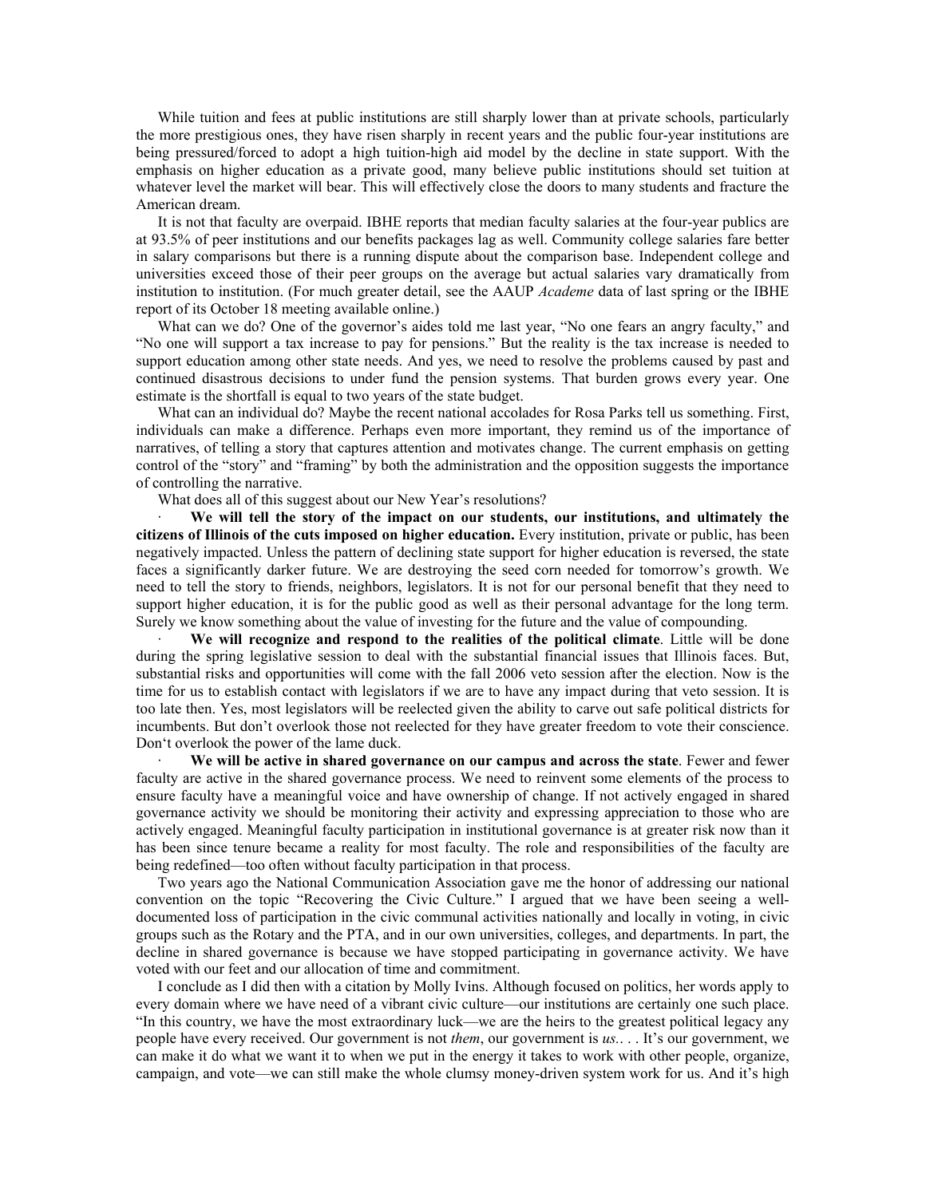While tuition and fees at public institutions are still sharply lower than at private schools, particularly the more prestigious ones, they have risen sharply in recent years and the public four-year institutions are being pressured/forced to adopt a high tuition-high aid model by the decline in state support. With the emphasis on higher education as a private good, many believe public institutions should set tuition at whatever level the market will bear. This will effectively close the doors to many students and fracture the American dream.

It is not that faculty are overpaid. IBHE reports that median faculty salaries at the four-year publics are at 93.5% of peer institutions and our benefits packages lag as well. Community college salaries fare better in salary comparisons but there is a running dispute about the comparison base. Independent college and universities exceed those of their peer groups on the average but actual salaries vary dramatically from institution to institution. (For much greater detail, see the AAUP *Academe* data of last spring or the IBHE report of its October 18 meeting available online.)

What can we do? One of the governor's aides told me last year, "No one fears an angry faculty," and "No one will support a tax increase to pay for pensions." But the reality is the tax increase is needed to support education among other state needs. And yes, we need to resolve the problems caused by past and continued disastrous decisions to under fund the pension systems. That burden grows every year. One estimate is the shortfall is equal to two years of the state budget.

What can an individual do? Maybe the recent national accolades for Rosa Parks tell us something. First, individuals can make a difference. Perhaps even more important, they remind us of the importance of narratives, of telling a story that captures attention and motivates change. The current emphasis on getting control of the "story" and "framing" by both the administration and the opposition suggests the importance of controlling the narrative.

What does all of this suggest about our New Year's resolutions?

- **We will tell the story of the impact on our students, our institutions, and ultimately the citizens of Illinois of the cuts imposed on higher education.** Every institution, private or public, has been negatively impacted. Unless the pattern of declining state support for higher education is reversed, the state faces a significantly darker future. We are destroying the seed corn needed for tomorrow's growth. We need to tell the story to friends, neighbors, legislators. It is not for our personal benefit that they need to support higher education, it is for the public good as well as their personal advantage for the long term. Surely we know something about the value of investing for the future and the value of compounding.

- **We will recognize and respond to the realities of the political climate**. Little will be done during the spring legislative session to deal with the substantial financial issues that Illinois faces. But, substantial risks and opportunities will come with the fall 2006 veto session after the election. Now is the time for us to establish contact with legislators if we are to have any impact during that veto session. It is too late then. Yes, most legislators will be reelected given the ability to carve out safe political districts for incumbents. But don't overlook those not reelected for they have greater freedom to vote their conscience. Don't overlook the power of the lame duck.

- **We will be active in shared governance on our campus and across the state**. Fewer and fewer faculty are active in the shared governance process. We need to reinvent some elements of the process to ensure faculty have a meaningful voice and have ownership of change. If not actively engaged in shared governance activity we should be monitoring their activity and expressing appreciation to those who are actively engaged. Meaningful faculty participation in institutional governance is at greater risk now than it has been since tenure became a reality for most faculty. The role and responsibilities of the faculty are being redefined—too often without faculty participation in that process.

Two years ago the National Communication Association gave me the honor of addressing our national convention on the topic "Recovering the Civic Culture." I argued that we have been seeing a well-documented loss of participation in the civic communal activities nationally and locally in voting, in civic groups such as the Rotary and the PTA, and in our own universities, colleges, and departments. In part, the decline in shared governance is because we have stopped participating in governance activity. We have voted with our feet and our allocation of time and commitment.

I conclude as I did then with a citation by Molly Ivins. Although focused on politics, her words apply to every domain where we have need of a vibrant civic culture—our institutions are certainly one such place. "In this country, we have the most extraordinary luck—we are the heirs to the greatest political legacy any people have every received. Our government is not *them*, our government is *us*.. . . It's our government, we can make it do what we want it to when we put in the energy it takes to work with other people, organize, campaign, and vote—we can still make the whole clumsy money-driven system work for us. And it's high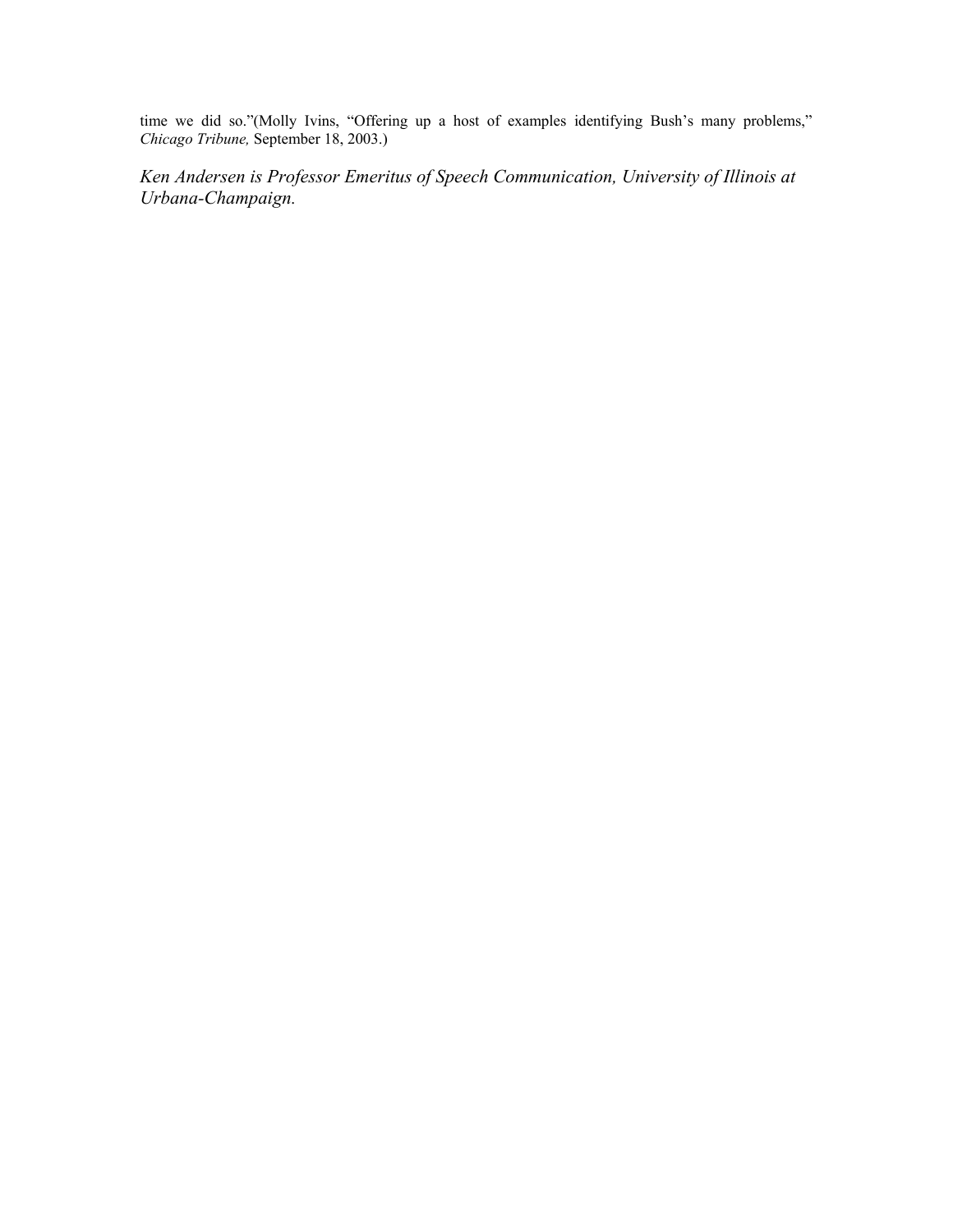time we did so."(Molly Ivins, "Offering up a host of examples identifying Bush's many problems," *Chicago Tribune,* September 18, 2003.)

*Ken Andersen is Professor Emeritus of Speech Communication, University of Illinois at Urbana-Champaign.*